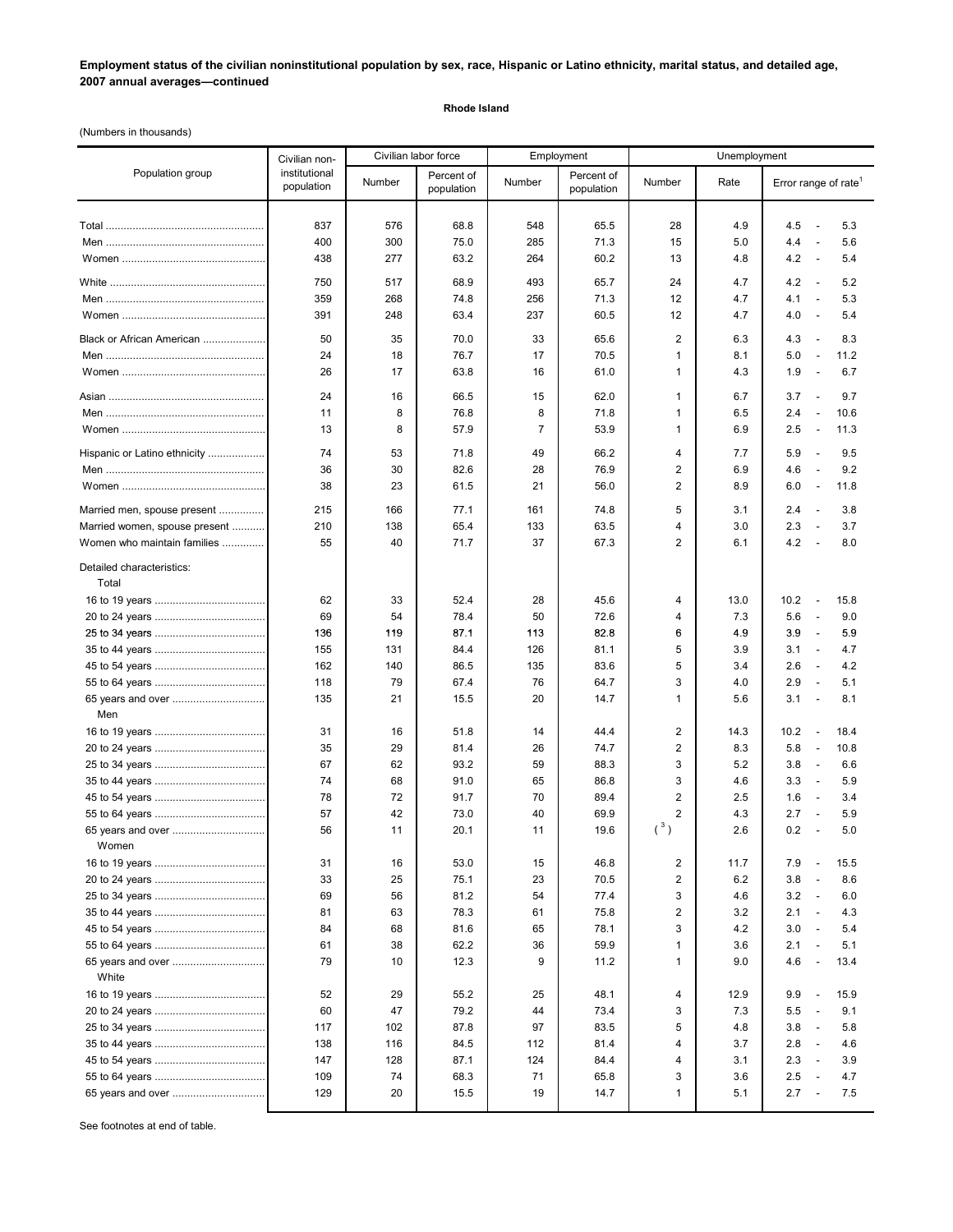**Employment status of the civilian noninstitutional population by sex, race, Hispanic or Latino ethnicity, marital status, and detailed age, 2007 annual averages—continued**

**Rhode Island**

(Numbers in thousands)

| Population group | Civilian non-institutional population | Civilian labor force | | Employment | | Unemployment | | |
|---|---|---|---|---|---|---|---|---|
| | | Number | Percent of population | Number | Percent of population | Number | Rate | Error range of rate[1] |
| Total | 837 | 576 | 68.8 | 548 | 65.5 | 28 | 4.9 | 4.5 - 5.3 |
| Men | 400 | 300 | 75.0 | 285 | 71.3 | 15 | 5.0 | 4.4 - 5.6 |
| Women | 438 | 277 | 63.2 | 264 | 60.2 | 13 | 4.8 | 4.2 - 5.4 |
| White | 750 | 517 | 68.9 | 493 | 65.7 | 24 | 4.7 | 4.2 - 5.2 |
| Men | 359 | 268 | 74.8 | 256 | 71.3 | 12 | 4.7 | 4.1 - 5.3 |
| Women | 391 | 248 | 63.4 | 237 | 60.5 | 12 | 4.7 | 4.0 - 5.4 |
| Black or African American | 50 | 35 | 70.0 | 33 | 65.6 | 2 | 6.3 | 4.3 - 8.3 |
| Men | 24 | 18 | 76.7 | 17 | 70.5 | 1 | 8.1 | 5.0 - 11.2 |
| Women | 26 | 17 | 63.8 | 16 | 61.0 | 1 | 4.3 | 1.9 - 6.7 |
| Asian | 24 | 16 | 66.5 | 15 | 62.0 | 1 | 6.7 | 3.7 - 9.7 |
| Men | 11 | 8 | 76.8 | 8 | 71.8 | 1 | 6.5 | 2.4 - 10.6 |
| Women | 13 | 8 | 57.9 | 7 | 53.9 | 1 | 6.9 | 2.5 - 11.3 |
| Hispanic or Latino ethnicity | 74 | 53 | 71.8 | 49 | 66.2 | 4 | 7.7 | 5.9 - 9.5 |
| Men | 36 | 30 | 82.6 | 28 | 76.9 | 2 | 6.9 | 4.6 - 9.2 |
| Women | 38 | 23 | 61.5 | 21 | 56.0 | 2 | 8.9 | 6.0 - 11.8 |
| Married men, spouse present | 215 | 166 | 77.1 | 161 | 74.8 | 5 | 3.1 | 2.4 - 3.8 |
| Married women, spouse present | 210 | 138 | 65.4 | 133 | 63.5 | 4 | 3.0 | 2.3 - 3.7 |
| Women who maintain families | 55 | 40 | 71.7 | 37 | 67.3 | 2 | 6.1 | 4.2 - 8.0 |
| Detailed characteristics: | | | | | | | | |
| Total | | | | | | | | |
| 16 to 19 years | 62 | 33 | 52.4 | 28 | 45.6 | 4 | 13.0 | 10.2 - 15.8 |
| 20 to 24 years | 69 | 54 | 78.4 | 50 | 72.6 | 4 | 7.3 | 5.6 - 9.0 |
| 25 to 34 years | 136 | 119 | 87.1 | 113 | 82.8 | 6 | 4.9 | 3.9 - 5.9 |
| 35 to 44 years | 155 | 131 | 84.4 | 126 | 81.1 | 5 | 3.9 | 3.1 - 4.7 |
| 45 to 54 years | 162 | 140 | 86.5 | 135 | 83.6 | 5 | 3.4 | 2.6 - 4.2 |
| 55 to 64 years | 118 | 79 | 67.4 | 76 | 64.7 | 3 | 4.0 | 2.9 - 5.1 |
| 65 years and over | 135 | 21 | 15.5 | 20 | 14.7 | 1 | 5.6 | 3.1 - 8.1 |
| Men | | | | | | | | |
| 16 to 19 years | 31 | 16 | 51.8 | 14 | 44.4 | 2 | 14.3 | 10.2 - 18.4 |
| 20 to 24 years | 35 | 29 | 81.4 | 26 | 74.7 | 2 | 8.3 | 5.8 - 10.8 |
| 25 to 34 years | 67 | 62 | 93.2 | 59 | 88.3 | 3 | 5.2 | 3.8 - 6.6 |
| 35 to 44 years | 74 | 68 | 91.0 | 65 | 86.8 | 3 | 4.6 | 3.3 - 5.9 |
| 45 to 54 years | 78 | 72 | 91.7 | 70 | 89.4 | 2 | 2.5 | 1.6 - 3.4 |
| 55 to 64 years | 57 | 42 | 73.0 | 40 | 69.9 | 2 | 4.3 | 2.7 - 5.9 |
| 65 years and over | 56 | 11 | 20.1 | 11 | 19.6 | ([3]) | 2.6 | 0.2 - 5.0 |
| Women | | | | | | | | |
| 16 to 19 years | 31 | 16 | 53.0 | 15 | 46.8 | 2 | 11.7 | 7.9 - 15.5 |
| 20 to 24 years | 33 | 25 | 75.1 | 23 | 70.5 | 2 | 6.2 | 3.8 - 8.6 |
| 25 to 34 years | 69 | 56 | 81.2 | 54 | 77.4 | 3 | 4.6 | 3.2 - 6.0 |
| 35 to 44 years | 81 | 63 | 78.3 | 61 | 75.8 | 2 | 3.2 | 2.1 - 4.3 |
| 45 to 54 years | 84 | 68 | 81.6 | 65 | 78.1 | 3 | 4.2 | 3.0 - 5.4 |
| 55 to 64 years | 61 | 38 | 62.2 | 36 | 59.9 | 1 | 3.6 | 2.1 - 5.1 |
| 65 years and over | 79 | 10 | 12.3 | 9 | 11.2 | 1 | 9.0 | 4.6 - 13.4 |
| White | | | | | | | | |
| 16 to 19 years | 52 | 29 | 55.2 | 25 | 48.1 | 4 | 12.9 | 9.9 - 15.9 |
| 20 to 24 years | 60 | 47 | 79.2 | 44 | 73.4 | 3 | 7.3 | 5.5 - 9.1 |
| 25 to 34 years | 117 | 102 | 87.8 | 97 | 83.5 | 5 | 4.8 | 3.8 - 5.8 |
| 35 to 44 years | 138 | 116 | 84.5 | 112 | 81.4 | 4 | 3.7 | 2.8 - 4.6 |
| 45 to 54 years | 147 | 128 | 87.1 | 124 | 84.4 | 4 | 3.1 | 2.3 - 3.9 |
| 55 to 64 years | 109 | 74 | 68.3 | 71 | 65.8 | 3 | 3.6 | 2.5 - 4.7 |
| 65 years and over | 129 | 20 | 15.5 | 19 | 14.7 | 1 | 5.1 | 2.7 - 7.5 |

See footnotes at end of table.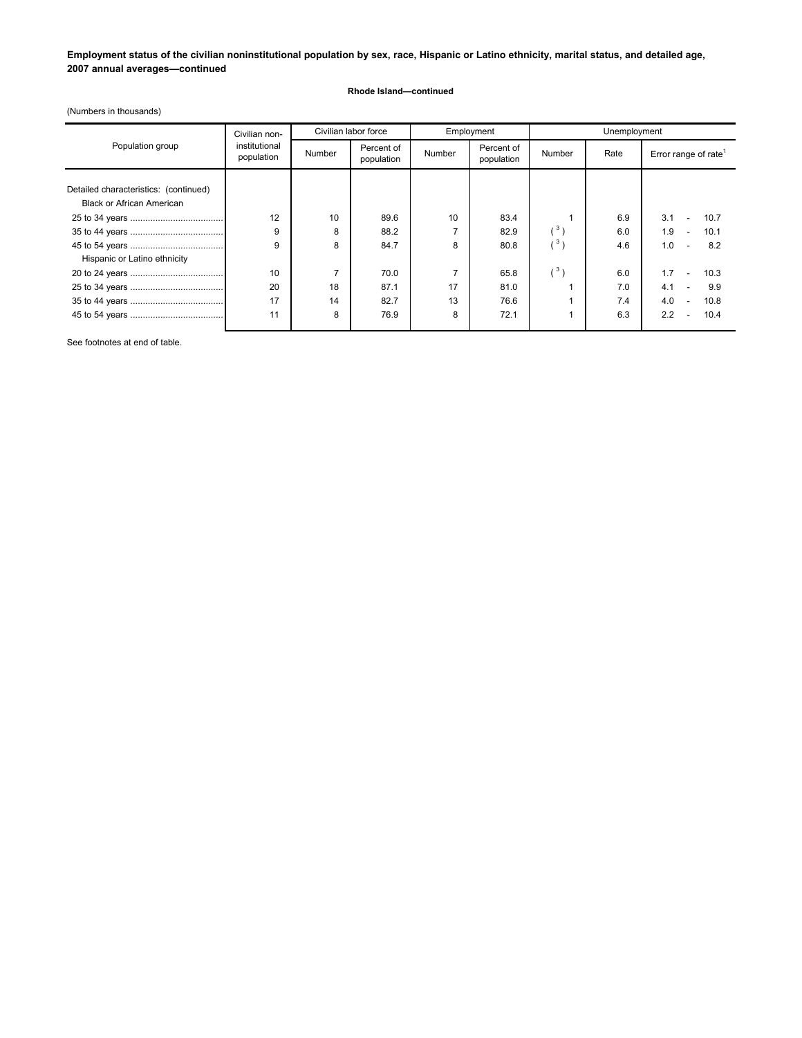**Employment status of the civilian noninstitutional population by sex, race, Hispanic or Latino ethnicity, marital status, and detailed age, 2007 annual averages—continued**

**Rhode Island—continued**

(Numbers in thousands)

| Population group | Civilian non-institutional population | Civilian labor force | | Employment | | Unemployment | | |
|---|---|---|---|---|---|---|---|---|
| | | Number | Percent of population | Number | Percent of population | Number | Rate | Error range of rate[1] |
| Detailed characteristics: (continued) | | | | | | | | |
| Black or African American | | | | | | | | |
| 25 to 34 years | 12 | 10 | 89.6 | 10 | 83.4 | 1 | 6.9 | 3.1 - 10.7 |
| 35 to 44 years | 9 | 8 | 88.2 | 7 | 82.9 | ( 3 ) | 6.0 | 1.9 - 10.1 |
| 45 to 54 years | 9 | 8 | 84.7 | 8 | 80.8 | ( 3 ) | 4.6 | 1.0 - 8.2 |
| Hispanic or Latino ethnicity | | | | | | | | |
| 20 to 24 years | 10 | 7 | 70.0 | 7 | 65.8 | ( 3 ) | 6.0 | 1.7 - 10.3 |
| 25 to 34 years | 20 | 18 | 87.1 | 17 | 81.0 | 1 | 7.0 | 4.1 - 9.9 |
| 35 to 44 years | 17 | 14 | 82.7 | 13 | 76.6 | 1 | 7.4 | 4.0 - 10.8 |
| 45 to 54 years | 11 | 8 | 76.9 | 8 | 72.1 | 1 | 6.3 | 2.2 - 10.4 |

See footnotes at end of table.